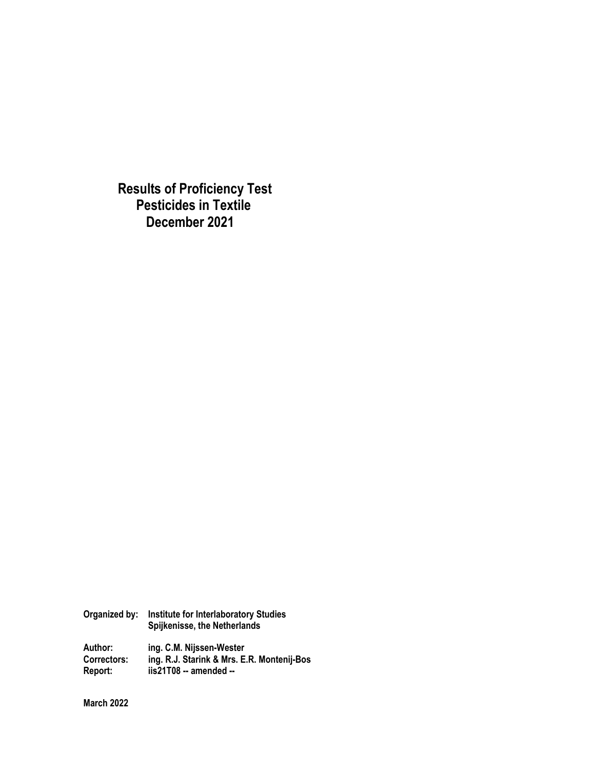# Results of Proficiency Test
# Pesticides in Textile
# December 2021

**Organized by:** Institute for Interlaboratory Studies
Spijkenisse, the Netherlands

**Author:** ing. C.M. Nijssen-Wester
**Correctors:** ing. R.J. Starink & Mrs. E.R. Montenij-Bos
**Report:** iis21T08 -- amended --

**March 2022**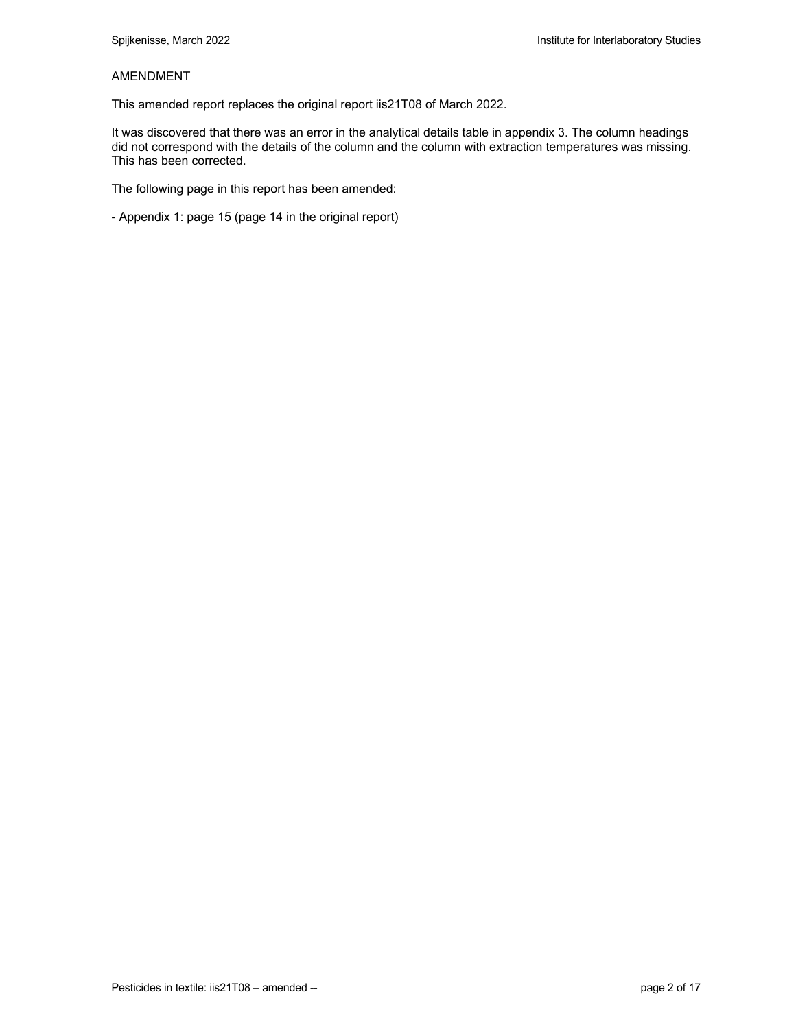AMENDMENT

This amended report replaces the original report iis21T08 of March 2022.

It was discovered that there was an error in the analytical details table in appendix 3. The column headings did not correspond with the details of the column and the column with extraction temperatures was missing. This has been corrected.

The following page in this report has been amended:

- Appendix 1: page 15 (page 14 in the original report)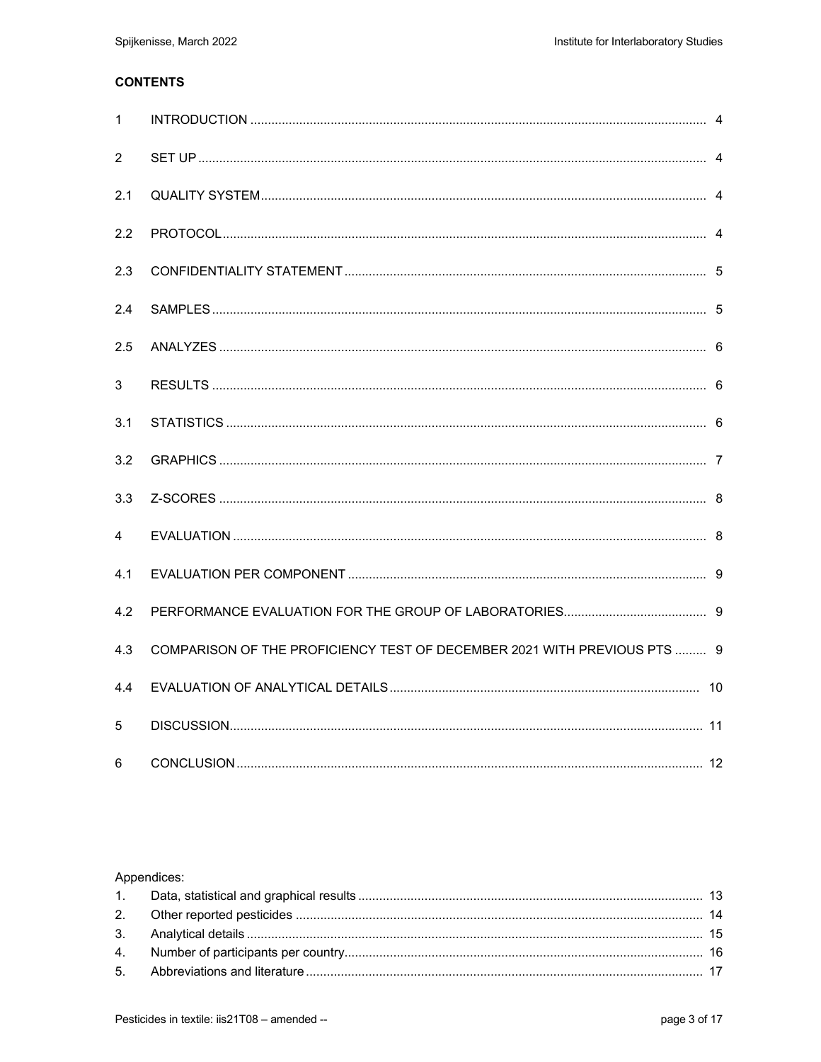**CONTENTS**

| | | |
|---|---|---|
| 1 | INTRODUCTION | 4 |
| 2 | SET UP | 4 |
| 2.1 | QUALITY SYSTEM | 4 |
| 2.2 | PROTOCOL | 4 |
| 2.3 | CONFIDENTIALITY STATEMENT | 5 |
| 2.4 | SAMPLES | 5 |
| 2.5 | ANALYZES | 6 |
| 3 | RESULTS | 6 |
| 3.1 | STATISTICS | 6 |
| 3.2 | GRAPHICS | 7 |
| 3.3 | Z-SCORES | 8 |
| 4 | EVALUATION | 8 |
| 4.1 | EVALUATION PER COMPONENT | 9 |
| 4.2 | PERFORMANCE EVALUATION FOR THE GROUP OF LABORATORIES | 9 |
| 4.3 | COMPARISON OF THE PROFICIENCY TEST OF DECEMBER 2021 WITH PREVIOUS PTS | 9 |
| 4.4 | EVALUATION OF ANALYTICAL DETAILS | 10 |
| 5 | DISCUSSION | 11 |
| 6 | CONCLUSION | 12 |

Appendices:

| | | |
|---|---|---|
| 1. | Data, statistical and graphical results | 13 |
| 2. | Other reported pesticides | 14 |
| 3. | Analytical details | 15 |
| 4. | Number of participants per country | 16 |
| 5. | Abbreviations and literature | 17 |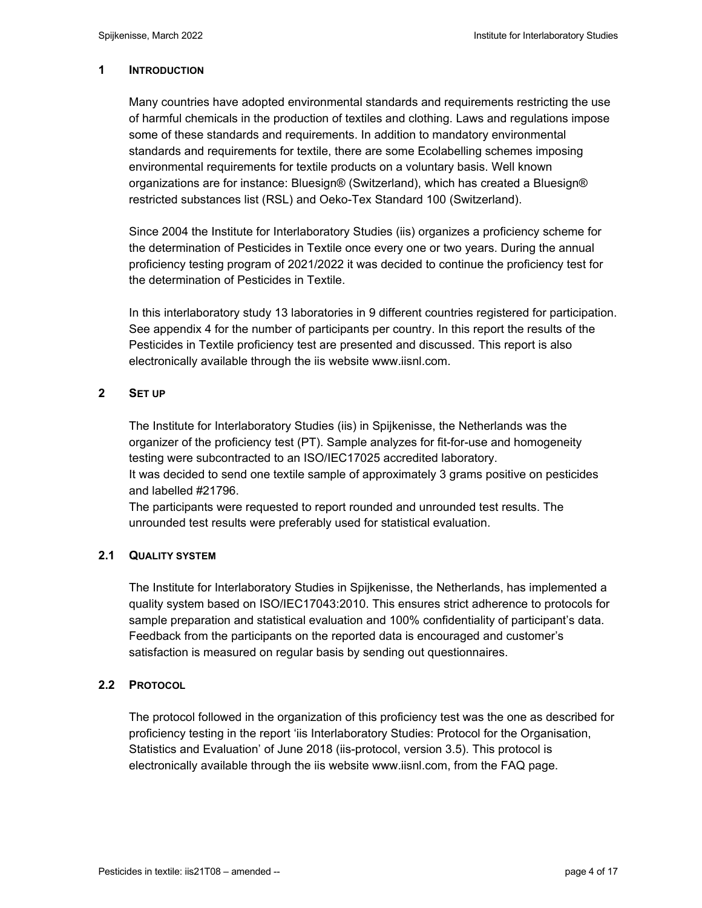## 1 INTRODUCTION

Many countries have adopted environmental standards and requirements restricting the use of harmful chemicals in the production of textiles and clothing. Laws and regulations impose some of these standards and requirements. In addition to mandatory environmental standards and requirements for textile, there are some Ecolabelling schemes imposing environmental requirements for textile products on a voluntary basis. Well known organizations are for instance: Bluesign® (Switzerland), which has created a Bluesign® restricted substances list (RSL) and Oeko-Tex Standard 100 (Switzerland).

Since 2004 the Institute for Interlaboratory Studies (iis) organizes a proficiency scheme for the determination of Pesticides in Textile once every one or two years. During the annual proficiency testing program of 2021/2022 it was decided to continue the proficiency test for the determination of Pesticides in Textile.

In this interlaboratory study 13 laboratories in 9 different countries registered for participation. See appendix 4 for the number of participants per country. In this report the results of the Pesticides in Textile proficiency test are presented and discussed. This report is also electronically available through the iis website www.iisnl.com.

## 2 SET UP

The Institute for Interlaboratory Studies (iis) in Spijkenisse, the Netherlands was the organizer of the proficiency test (PT). Sample analyzes for fit-for-use and homogeneity testing were subcontracted to an ISO/IEC17025 accredited laboratory.
It was decided to send one textile sample of approximately 3 grams positive on pesticides and labelled #21796.
The participants were requested to report rounded and unrounded test results. The unrounded test results were preferably used for statistical evaluation.

### 2.1 QUALITY SYSTEM

The Institute for Interlaboratory Studies in Spijkenisse, the Netherlands, has implemented a quality system based on ISO/IEC17043:2010. This ensures strict adherence to protocols for sample preparation and statistical evaluation and 100% confidentiality of participant's data. Feedback from the participants on the reported data is encouraged and customer's satisfaction is measured on regular basis by sending out questionnaires.

### 2.2 PROTOCOL

The protocol followed in the organization of this proficiency test was the one as described for proficiency testing in the report 'iis Interlaboratory Studies: Protocol for the Organisation, Statistics and Evaluation' of June 2018 (iis-protocol, version 3.5). This protocol is electronically available through the iis website www.iisnl.com, from the FAQ page.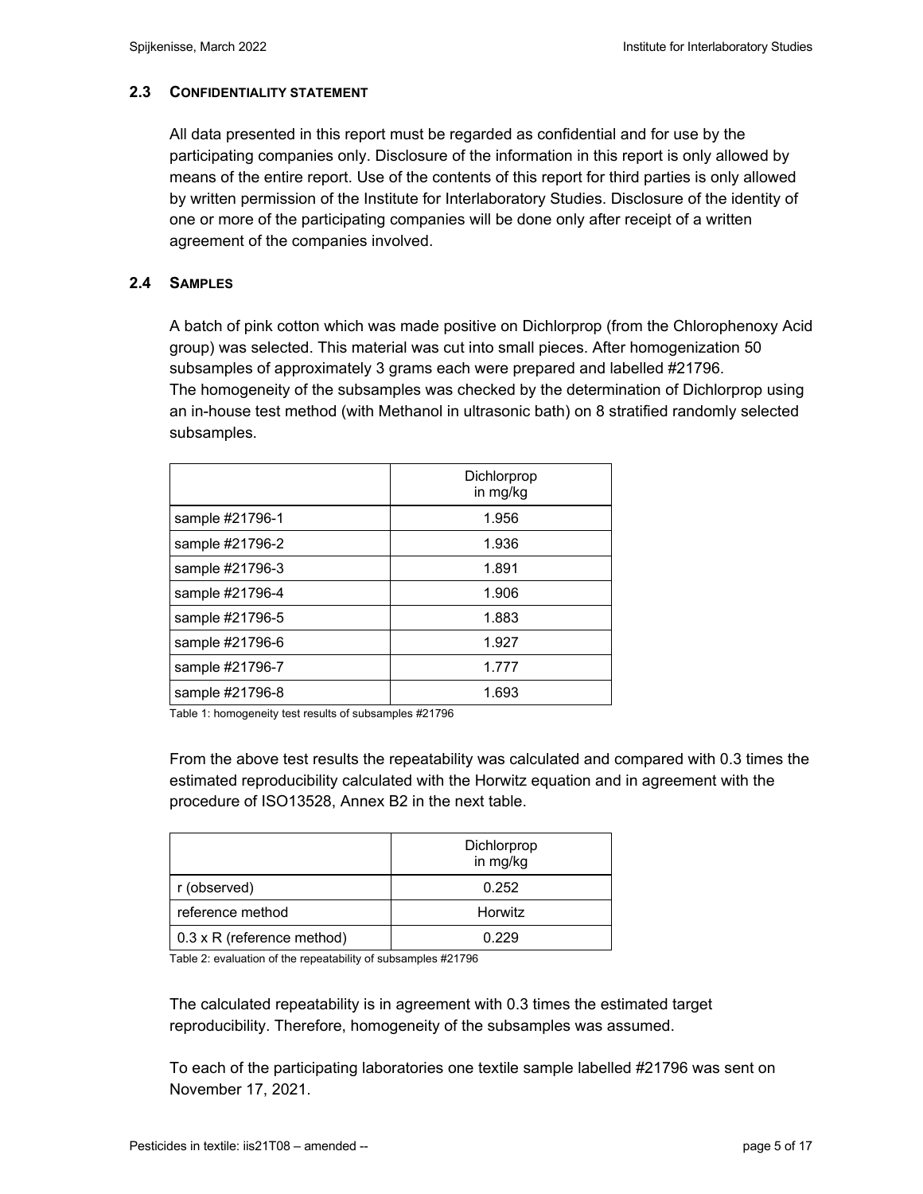### 2.3 CONFIDENTIALITY STATEMENT

All data presented in this report must be regarded as confidential and for use by the participating companies only. Disclosure of the information in this report is only allowed by means of the entire report. Use of the contents of this report for third parties is only allowed by written permission of the Institute for Interlaboratory Studies. Disclosure of the identity of one or more of the participating companies will be done only after receipt of a written agreement of the companies involved.

### 2.4 SAMPLES

A batch of pink cotton which was made positive on Dichlorprop (from the Chlorophenoxy Acid group) was selected. This material was cut into small pieces. After homogenization 50 subsamples of approximately 3 grams each were prepared and labelled #21796.
The homogeneity of the subsamples was checked by the determination of Dichlorprop using an in-house test method (with Methanol in ultrasonic bath) on 8 stratified randomly selected subsamples.

| | Dichlorprop in mg/kg |
|---|---|
| sample #21796-1 | 1.956 |
| sample #21796-2 | 1.936 |
| sample #21796-3 | 1.891 |
| sample #21796-4 | 1.906 |
| sample #21796-5 | 1.883 |
| sample #21796-6 | 1.927 |
| sample #21796-7 | 1.777 |
| sample #21796-8 | 1.693 |

Table 1: homogeneity test results of subsamples #21796

From the above test results the repeatability was calculated and compared with 0.3 times the estimated reproducibility calculated with the Horwitz equation and in agreement with the procedure of ISO13528, Annex B2 in the next table.

| | Dichlorprop in mg/kg |
|---|---|
| r (observed) | 0.252 |
| reference method | Horwitz |
| 0.3 x R (reference method) | 0.229 |

Table 2: evaluation of the repeatability of subsamples #21796

The calculated repeatability is in agreement with 0.3 times the estimated target reproducibility. Therefore, homogeneity of the subsamples was assumed.

To each of the participating laboratories one textile sample labelled #21796 was sent on November 17, 2021.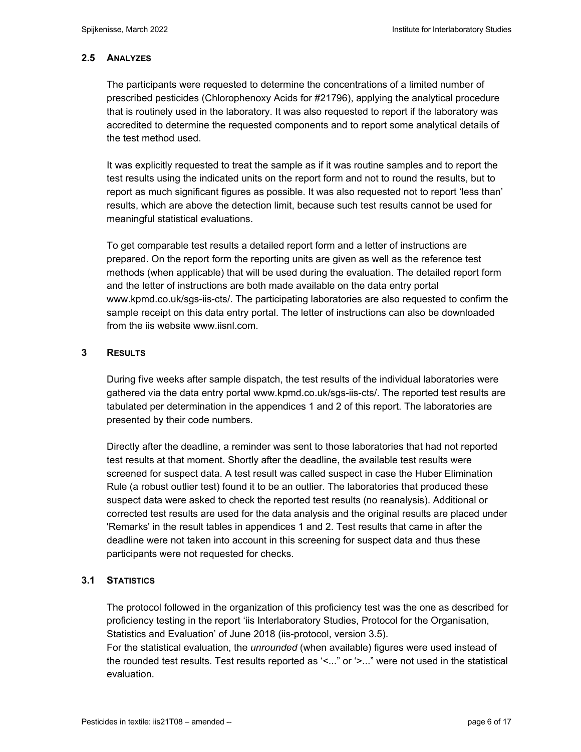## 2.5 ANALYZES

The participants were requested to determine the concentrations of a limited number of prescribed pesticides (Chlorophenoxy Acids for #21796), applying the analytical procedure that is routinely used in the laboratory. It was also requested to report if the laboratory was accredited to determine the requested components and to report some analytical details of the test method used.

It was explicitly requested to treat the sample as if it was routine samples and to report the test results using the indicated units on the report form and not to round the results, but to report as much significant figures as possible. It was also requested not to report 'less than' results, which are above the detection limit, because such test results cannot be used for meaningful statistical evaluations.

To get comparable test results a detailed report form and a letter of instructions are prepared. On the report form the reporting units are given as well as the reference test methods (when applicable) that will be used during the evaluation. The detailed report form and the letter of instructions are both made available on the data entry portal www.kpmd.co.uk/sgs-iis-cts/. The participating laboratories are also requested to confirm the sample receipt on this data entry portal. The letter of instructions can also be downloaded from the iis website www.iisnl.com.

# 3 RESULTS

During five weeks after sample dispatch, the test results of the individual laboratories were gathered via the data entry portal www.kpmd.co.uk/sgs-iis-cts/. The reported test results are tabulated per determination in the appendices 1 and 2 of this report. The laboratories are presented by their code numbers.

Directly after the deadline, a reminder was sent to those laboratories that had not reported test results at that moment. Shortly after the deadline, the available test results were screened for suspect data. A test result was called suspect in case the Huber Elimination Rule (a robust outlier test) found it to be an outlier. The laboratories that produced these suspect data were asked to check the reported test results (no reanalysis). Additional or corrected test results are used for the data analysis and the original results are placed under 'Remarks' in the result tables in appendices 1 and 2. Test results that came in after the deadline were not taken into account in this screening for suspect data and thus these participants were not requested for checks.

## 3.1 STATISTICS

The protocol followed in the organization of this proficiency test was the one as described for proficiency testing in the report 'iis Interlaboratory Studies, Protocol for the Organisation, Statistics and Evaluation' of June 2018 (iis-protocol, version 3.5).
For the statistical evaluation, the *unrounded* (when available) figures were used instead of the rounded test results. Test results reported as '<..." or '>..." were not used in the statistical evaluation.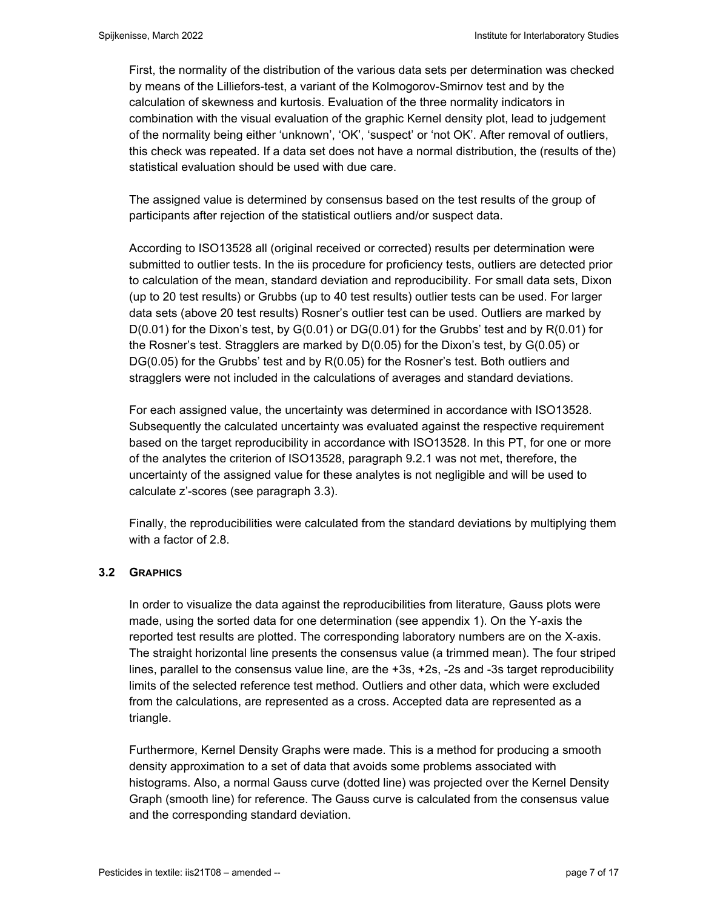First, the normality of the distribution of the various data sets per determination was checked by means of the Lilliefors-test, a variant of the Kolmogorov-Smirnov test and by the calculation of skewness and kurtosis. Evaluation of the three normality indicators in combination with the visual evaluation of the graphic Kernel density plot, lead to judgement of the normality being either 'unknown', 'OK', 'suspect' or 'not OK'. After removal of outliers, this check was repeated. If a data set does not have a normal distribution, the (results of the) statistical evaluation should be used with due care.

The assigned value is determined by consensus based on the test results of the group of participants after rejection of the statistical outliers and/or suspect data.

According to ISO13528 all (original received or corrected) results per determination were submitted to outlier tests. In the iis procedure for proficiency tests, outliers are detected prior to calculation of the mean, standard deviation and reproducibility. For small data sets, Dixon (up to 20 test results) or Grubbs (up to 40 test results) outlier tests can be used. For larger data sets (above 20 test results) Rosner's outlier test can be used. Outliers are marked by D(0.01) for the Dixon's test, by G(0.01) or DG(0.01) for the Grubbs' test and by R(0.01) for the Rosner's test. Stragglers are marked by D(0.05) for the Dixon's test, by G(0.05) or DG(0.05) for the Grubbs' test and by R(0.05) for the Rosner's test. Both outliers and stragglers were not included in the calculations of averages and standard deviations.

For each assigned value, the uncertainty was determined in accordance with ISO13528. Subsequently the calculated uncertainty was evaluated against the respective requirement based on the target reproducibility in accordance with ISO13528. In this PT, for one or more of the analytes the criterion of ISO13528, paragraph 9.2.1 was not met, therefore, the uncertainty of the assigned value for these analytes is not negligible and will be used to calculate z'-scores (see paragraph 3.3).

Finally, the reproducibilities were calculated from the standard deviations by multiplying them with a factor of 2.8.

### 3.2 GRAPHICS

In order to visualize the data against the reproducibilities from literature, Gauss plots were made, using the sorted data for one determination (see appendix 1). On the Y-axis the reported test results are plotted. The corresponding laboratory numbers are on the X-axis. The straight horizontal line presents the consensus value (a trimmed mean). The four striped lines, parallel to the consensus value line, are the +3s, +2s, -2s and -3s target reproducibility limits of the selected reference test method. Outliers and other data, which were excluded from the calculations, are represented as a cross. Accepted data are represented as a triangle.

Furthermore, Kernel Density Graphs were made. This is a method for producing a smooth density approximation to a set of data that avoids some problems associated with histograms. Also, a normal Gauss curve (dotted line) was projected over the Kernel Density Graph (smooth line) for reference. The Gauss curve is calculated from the consensus value and the corresponding standard deviation.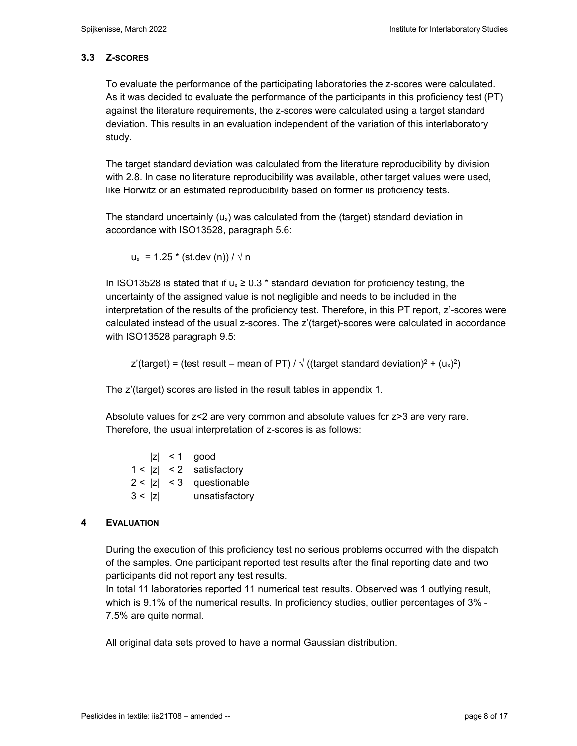### 3.3 Z-SCORES

To evaluate the performance of the participating laboratories the z-scores were calculated. As it was decided to evaluate the performance of the participants in this proficiency test (PT) against the literature requirements, the z-scores were calculated using a target standard deviation. This results in an evaluation independent of the variation of this interlaboratory study.

The target standard deviation was calculated from the literature reproducibility by division with 2.8. In case no literature reproducibility was available, other target values were used, like Horwitz or an estimated reproducibility based on former iis proficiency tests.

The standard uncertainly ($u_x$) was calculated from the (target) standard deviation in accordance with ISO13528, paragraph 5.6:

$$u_x = 1.25 * (\text{st.dev (n)}) / \sqrt{n}$$

In ISO13528 is stated that if $u_x \geq 0.3$ * standard deviation for proficiency testing, the uncertainty of the assigned value is not negligible and needs to be included in the interpretation of the results of the proficiency test. Therefore, in this PT report, z'-scores were calculated instead of the usual z-scores. The z'(target)-scores were calculated in accordance with ISO13528 paragraph 9.5:

$$z'(\text{target}) = (\text{test result} - \text{mean of PT}) / \sqrt{((\text{target standard deviation})^2 + (u_x)^2)}$$

The z'(target) scores are listed in the result tables in appendix 1.

Absolute values for z<2 are very common and absolute values for z>3 are very rare. Therefore, the usual interpretation of z-scores is as follows:

| | |
|---|---|
| $\lvert z\rvert < 1$ | good |
| $1 < \lvert z\rvert < 2$ | satisfactory |
| $2 < \lvert z\rvert < 3$ | questionable |
| $3 < \lvert z\rvert$ | unsatisfactory |

## 4 EVALUATION

During the execution of this proficiency test no serious problems occurred with the dispatch of the samples. One participant reported test results after the final reporting date and two participants did not report any test results.
In total 11 laboratories reported 11 numerical test results. Observed was 1 outlying result, which is 9.1% of the numerical results. In proficiency studies, outlier percentages of 3% - 7.5% are quite normal.

All original data sets proved to have a normal Gaussian distribution.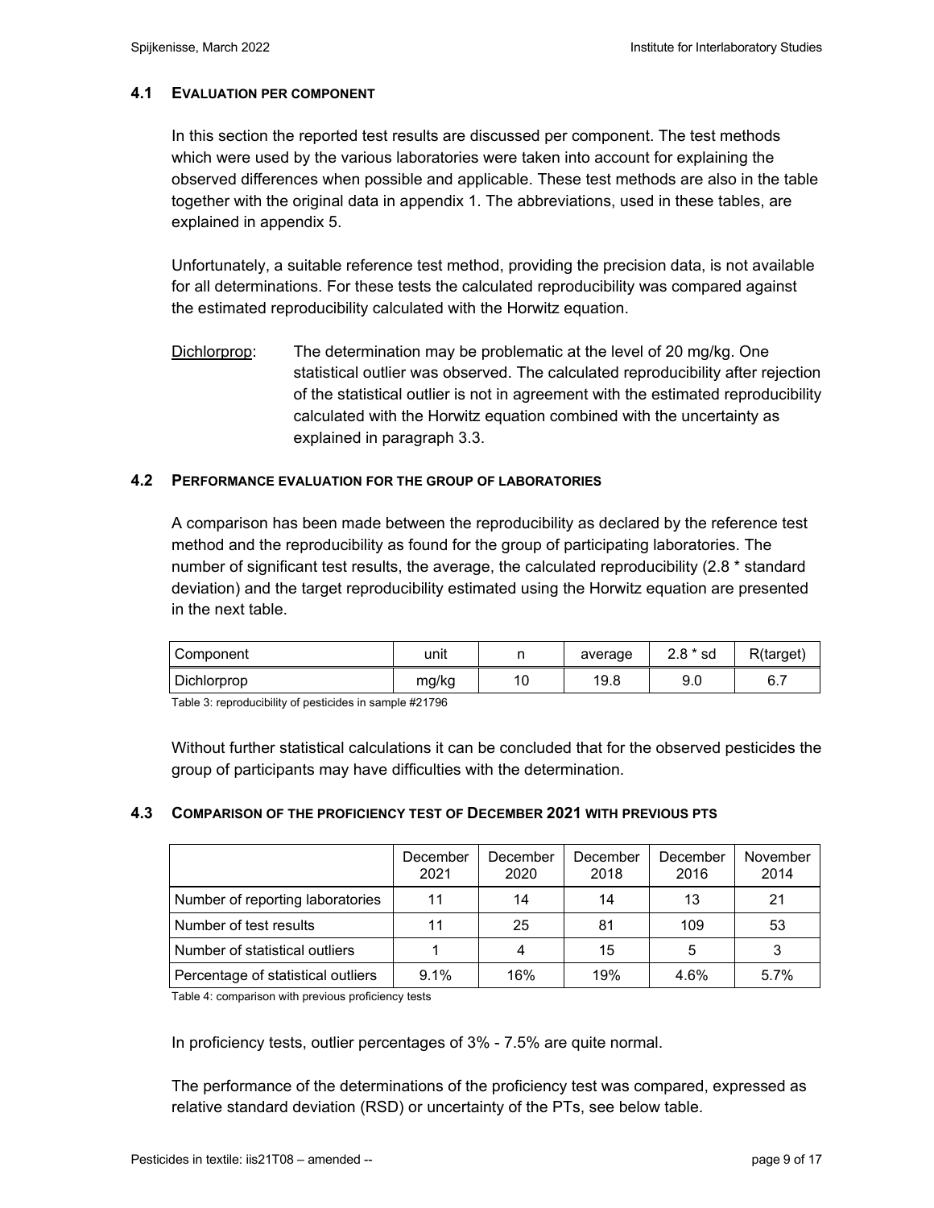### 4.1 EVALUATION PER COMPONENT

In this section the reported test results are discussed per component. The test methods which were used by the various laboratories were taken into account for explaining the observed differences when possible and applicable. These test methods are also in the table together with the original data in appendix 1. The abbreviations, used in these tables, are explained in appendix 5.

Unfortunately, a suitable reference test method, providing the precision data, is not available for all determinations. For these tests the calculated reproducibility was compared against the estimated reproducibility calculated with the Horwitz equation.

Dichlorprop: The determination may be problematic at the level of 20 mg/kg. One statistical outlier was observed. The calculated reproducibility after rejection of the statistical outlier is not in agreement with the estimated reproducibility calculated with the Horwitz equation combined with the uncertainty as explained in paragraph 3.3.

### 4.2 PERFORMANCE EVALUATION FOR THE GROUP OF LABORATORIES

A comparison has been made between the reproducibility as declared by the reference test method and the reproducibility as found for the group of participating laboratories. The number of significant test results, the average, the calculated reproducibility (2.8 * standard deviation) and the target reproducibility estimated using the Horwitz equation are presented in the next table.

| Component | unit | n | average | 2.8 * sd | R(target) |
|---|---|---|---|---|---|
| Dichlorprop | mg/kg | 10 | 19.8 | 9.0 | 6.7 |

Table 3: reproducibility of pesticides in sample #21796

Without further statistical calculations it can be concluded that for the observed pesticides the group of participants may have difficulties with the determination.

### 4.3 COMPARISON OF THE PROFICIENCY TEST OF DECEMBER 2021 WITH PREVIOUS PTS

| | December 2021 | December 2020 | December 2018 | December 2016 | November 2014 |
|---|---|---|---|---|---|
| Number of reporting laboratories | 11 | 14 | 14 | 13 | 21 |
| Number of test results | 11 | 25 | 81 | 109 | 53 |
| Number of statistical outliers | 1 | 4 | 15 | 5 | 3 |
| Percentage of statistical outliers | 9.1% | 16% | 19% | 4.6% | 5.7% |

Table 4: comparison with previous proficiency tests

In proficiency tests, outlier percentages of 3% - 7.5% are quite normal.

The performance of the determinations of the proficiency test was compared, expressed as relative standard deviation (RSD) or uncertainty of the PTs, see below table.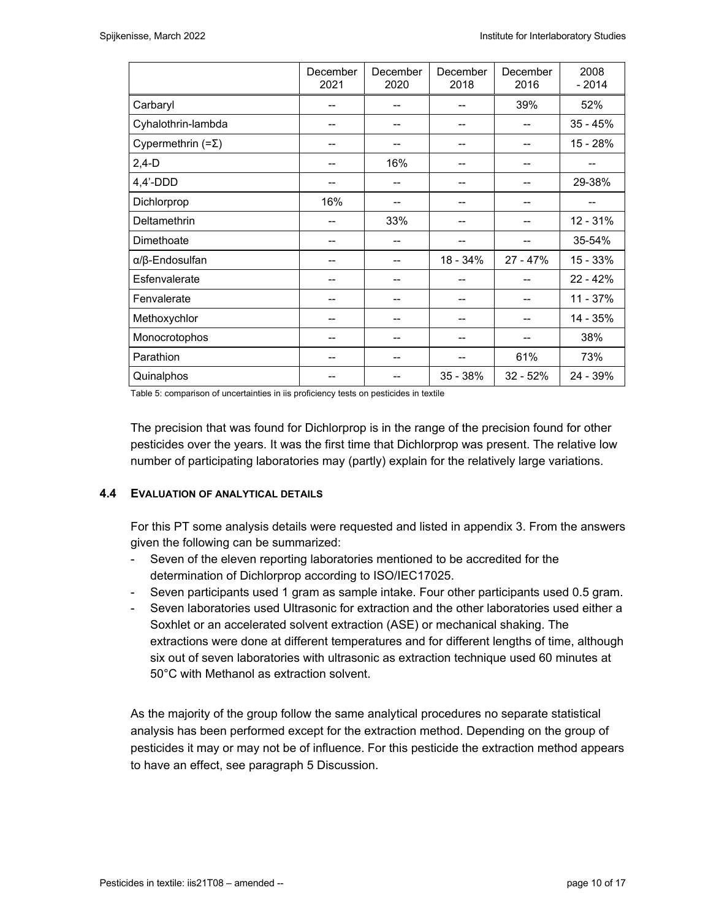|  | December 2021 | December 2020 | December 2018 | December 2016 | 2008 - 2014 |
| --- | --- | --- | --- | --- | --- |
| Carbaryl | -- | -- | -- | 39% | 52% |
| Cyhalothrin-lambda | -- | -- | -- | -- | 35 - 45% |
| Cypermethrin (=Σ) | -- | -- | -- | -- | 15 - 28% |
| 2,4-D | -- | 16% | -- | -- | -- |
| 4,4'-DDD | -- | -- | -- | -- | 29-38% |
| Dichlorprop | 16% | -- | -- | -- | -- |
| Deltamethrin | -- | 33% | -- | -- | 12 - 31% |
| Dimethoate | -- | -- | -- | -- | 35-54% |
| α/β-Endosulfan | -- | -- | 18 - 34% | 27 - 47% | 15 - 33% |
| Esfenvalerate | -- | -- | -- | -- | 22 - 42% |
| Fenvalerate | -- | -- | -- | -- | 11 - 37% |
| Methoxychlor | -- | -- | -- | -- | 14 - 35% |
| Monocrotophos | -- | -- | -- | -- | 38% |
| Parathion | -- | -- | -- | 61% | 73% |
| Quinalphos | -- | -- | 35 - 38% | 32 - 52% | 24 - 39% |

Table 5: comparison of uncertainties in iis proficiency tests on pesticides in textile

The precision that was found for Dichlorprop is in the range of the precision found for other pesticides over the years. It was the first time that Dichlorprop was present. The relative low number of participating laboratories may (partly) explain for the relatively large variations.

### 4.4 EVALUATION OF ANALYTICAL DETAILS

For this PT some analysis details were requested and listed in appendix 3. From the answers given the following can be summarized:

- Seven of the eleven reporting laboratories mentioned to be accredited for the determination of Dichlorprop according to ISO/IEC17025.
- Seven participants used 1 gram as sample intake. Four other participants used 0.5 gram.
- Seven laboratories used Ultrasonic for extraction and the other laboratories used either a Soxhlet or an accelerated solvent extraction (ASE) or mechanical shaking. The extractions were done at different temperatures and for different lengths of time, although six out of seven laboratories with ultrasonic as extraction technique used 60 minutes at 50°C with Methanol as extraction solvent.

As the majority of the group follow the same analytical procedures no separate statistical analysis has been performed except for the extraction method. Depending on the group of pesticides it may or may not be of influence. For this pesticide the extraction method appears to have an effect, see paragraph 5 Discussion.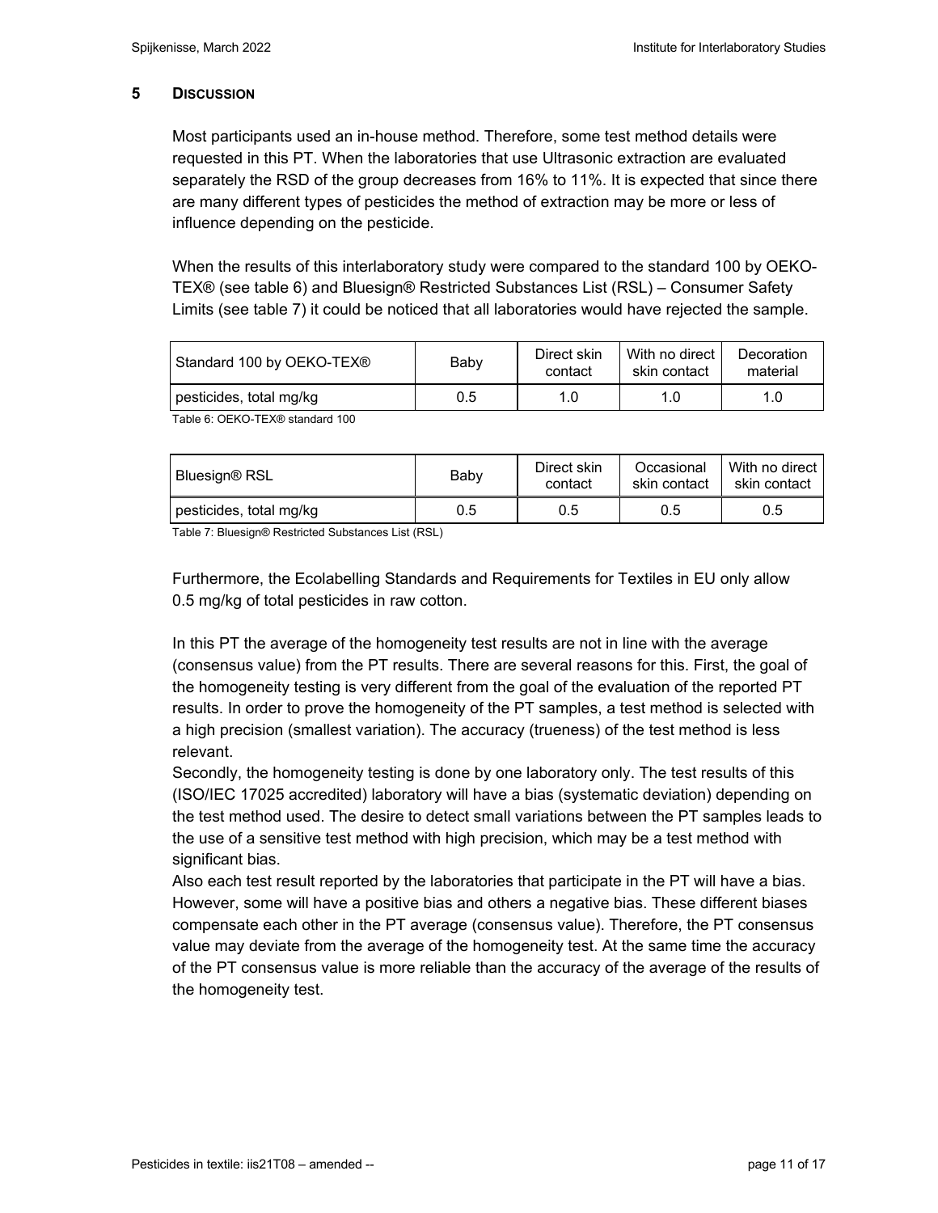## 5 DISCUSSION

Most participants used an in-house method. Therefore, some test method details were requested in this PT. When the laboratories that use Ultrasonic extraction are evaluated separately the RSD of the group decreases from 16% to 11%. It is expected that since there are many different types of pesticides the method of extraction may be more or less of influence depending on the pesticide.

When the results of this interlaboratory study were compared to the standard 100 by OEKO-TEX® (see table 6) and Bluesign® Restricted Substances List (RSL) – Consumer Safety Limits (see table 7) it could be noticed that all laboratories would have rejected the sample.

| Standard 100 by OEKO-TEX® | Baby | Direct skin contact | With no direct skin contact | Decoration material |
|---|---|---|---|---|
| pesticides, total mg/kg | 0.5 | 1.0 | 1.0 | 1.0 |

Table 6: OEKO-TEX® standard 100

| Bluesign® RSL | Baby | Direct skin contact | Occasional skin contact | With no direct skin contact |
|---|---|---|---|---|
| pesticides, total mg/kg | 0.5 | 0.5 | 0.5 | 0.5 |

Table 7: Bluesign® Restricted Substances List (RSL)

Furthermore, the Ecolabelling Standards and Requirements for Textiles in EU only allow 0.5 mg/kg of total pesticides in raw cotton.

In this PT the average of the homogeneity test results are not in line with the average (consensus value) from the PT results. There are several reasons for this. First, the goal of the homogeneity testing is very different from the goal of the evaluation of the reported PT results. In order to prove the homogeneity of the PT samples, a test method is selected with a high precision (smallest variation). The accuracy (trueness) of the test method is less relevant.
Secondly, the homogeneity testing is done by one laboratory only. The test results of this (ISO/IEC 17025 accredited) laboratory will have a bias (systematic deviation) depending on the test method used. The desire to detect small variations between the PT samples leads to the use of a sensitive test method with high precision, which may be a test method with significant bias.
Also each test result reported by the laboratories that participate in the PT will have a bias. However, some will have a positive bias and others a negative bias. These different biases compensate each other in the PT average (consensus value). Therefore, the PT consensus value may deviate from the average of the homogeneity test. At the same time the accuracy of the PT consensus value is more reliable than the accuracy of the average of the results of the homogeneity test.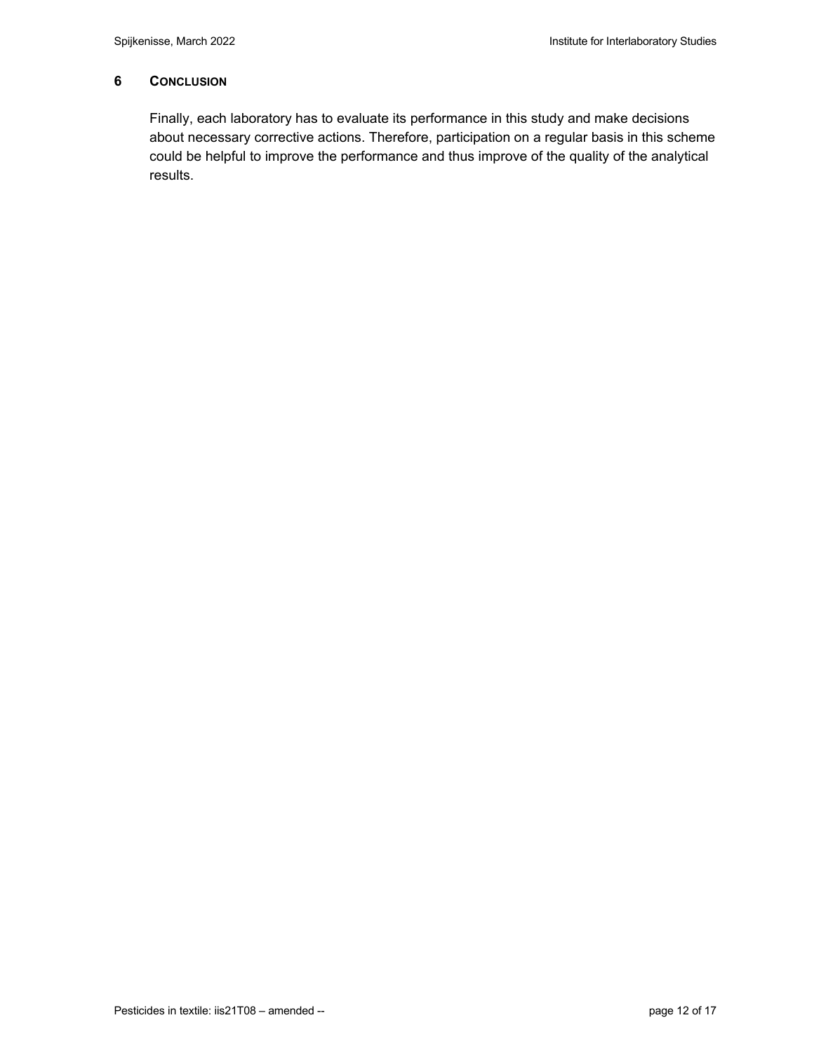## 6 CONCLUSION

Finally, each laboratory has to evaluate its performance in this study and make decisions about necessary corrective actions. Therefore, participation on a regular basis in this scheme could be helpful to improve the performance and thus improve of the quality of the analytical results.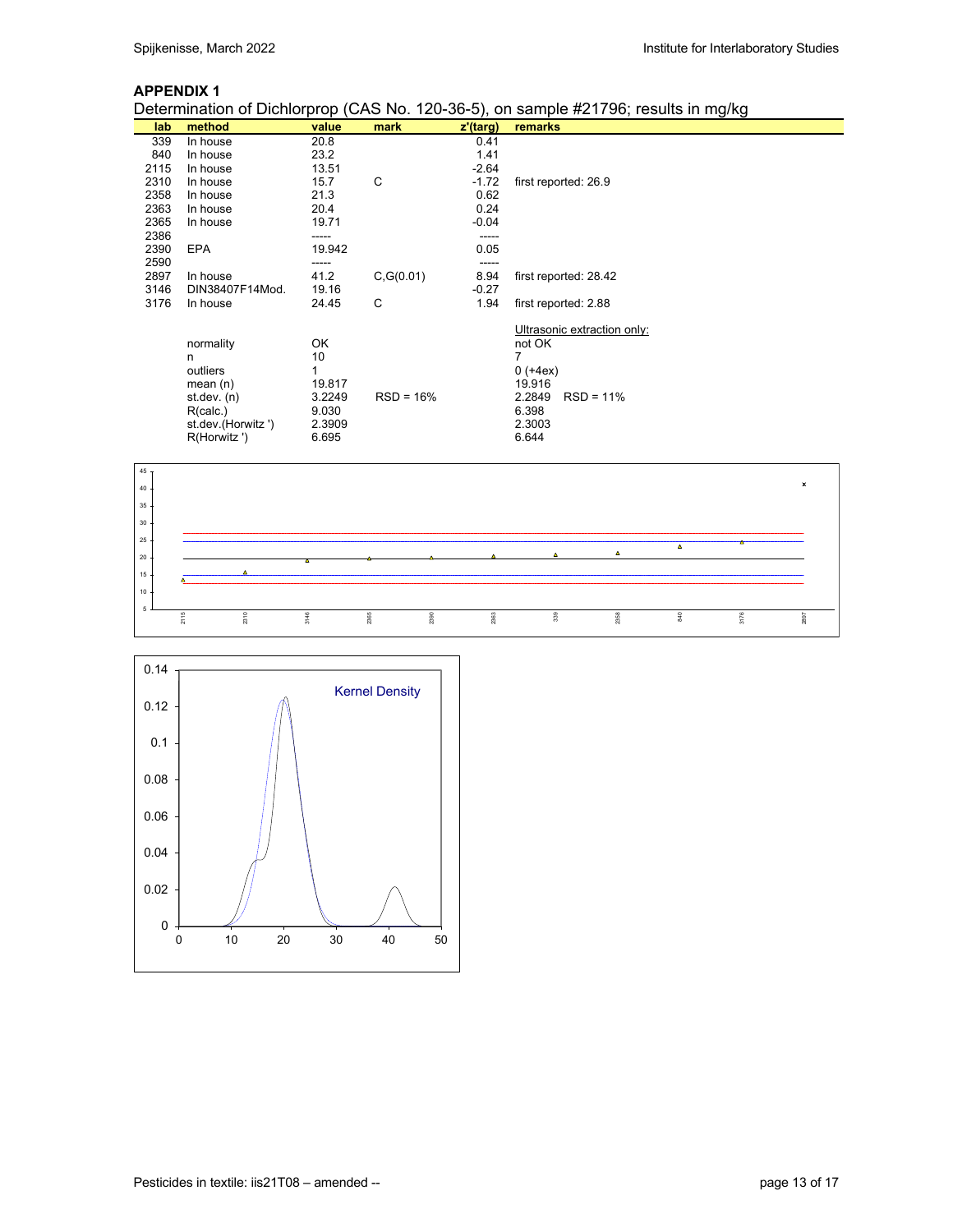## APPENDIX 1

Determination of Dichlorprop (CAS No. 120-36-5), on sample #21796; results in mg/kg

| lab | method | value | mark | z'(targ) | remarks |
|---|---|---|---|---|---|
| 339 | In house | 20.8 | | 0.41 | |
| 840 | In house | 23.2 | | 1.41 | |
| 2115 | In house | 13.51 | | -2.64 | |
| 2310 | In house | 15.7 | C | -1.72 | first reported: 26.9 |
| 2358 | In house | 21.3 | | 0.62 | |
| 2363 | In house | 20.4 | | 0.24 | |
| 2365 | In house | 19.71 | | -0.04 | |
| 2386 | | ----- | | ----- | |
| 2390 | EPA | 19.942 | | 0.05 | |
| 2590 | | ----- | | ----- | |
| 2897 | In house | 41.2 | C,G(0.01) | 8.94 | first reported: 28.42 |
| 3146 | DIN38407F14Mod. | 19.16 | | -0.27 | |
| 3176 | In house | 24.45 | C | 1.94 | first reported: 2.88 |

| | | | Ultrasonic extraction only: |
|---|---|---|---|
| normality | OK | | not OK |
| n | 10 | | 7 |
| outliers | 1 | | 0 (+4ex) |
| mean (n) | 19.817 | | 19.916 |
| st.dev. (n) | 3.2249 | RSD = 16% | 2.2849 RSD = 11% |
| R(calc.) | 9.030 | | 6.398 |
| st.dev.(Horwitz ') | 2.3909 | | 2.3003 |
| R(Horwitz ') | 6.695 | | 6.644 |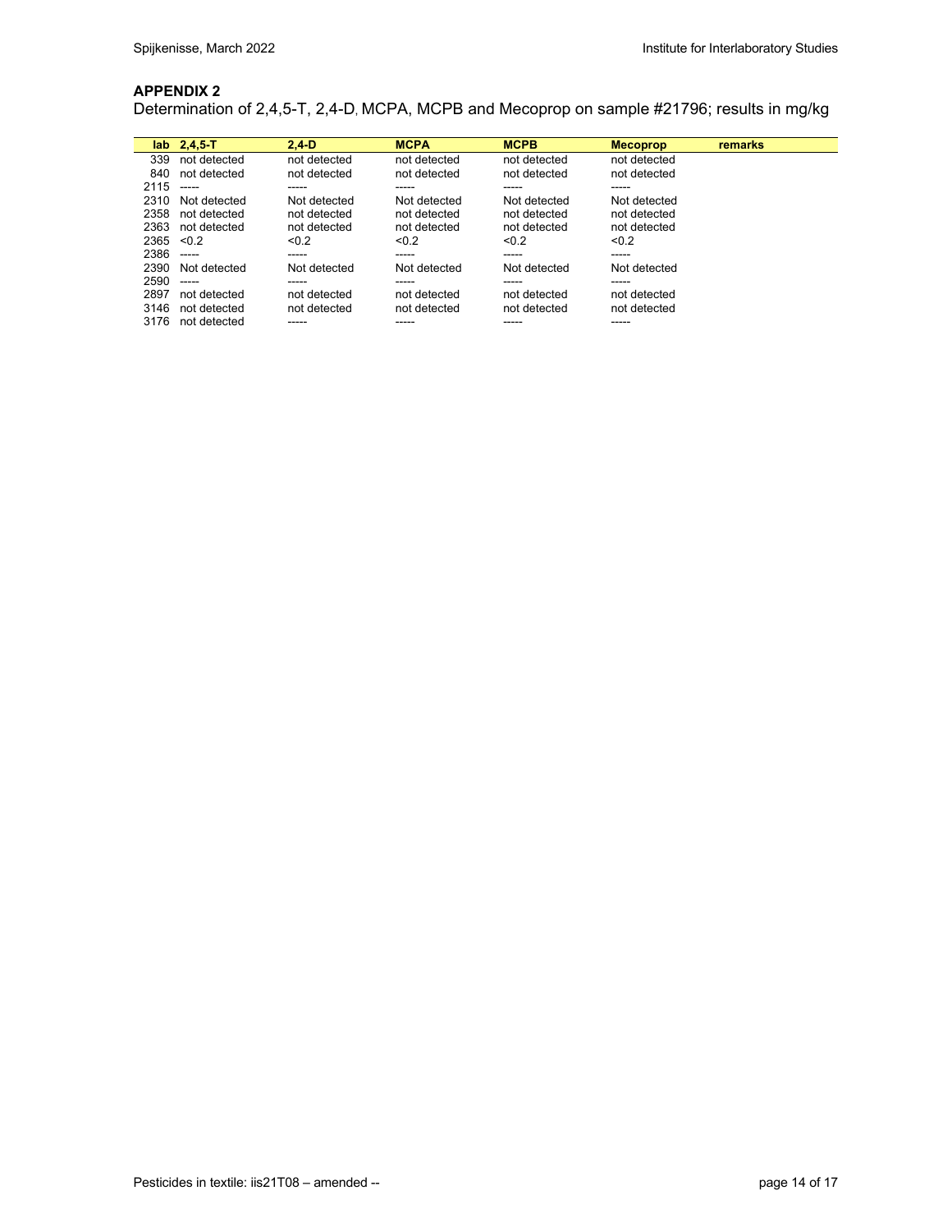## APPENDIX 2

Determination of 2,4,5-T, 2,4-D, MCPA, MCPB and Mecoprop on sample #21796; results in mg/kg

| lab | 2,4,5-T | 2,4-D | MCPA | MCPB | Mecoprop | remarks |
|---|---|---|---|---|---|---|
| 339 | not detected | not detected | not detected | not detected | not detected | |
| 840 | not detected | not detected | not detected | not detected | not detected | |
| 2115 | ----- | ----- | ----- | ----- | ----- | |
| 2310 | Not detected | Not detected | Not detected | Not detected | Not detected | |
| 2358 | not detected | not detected | not detected | not detected | not detected | |
| 2363 | not detected | not detected | not detected | not detected | not detected | |
| 2365 | <0.2 | <0.2 | <0.2 | <0.2 | <0.2 | |
| 2386 | ----- | ----- | ----- | ----- | ----- | |
| 2390 | Not detected | Not detected | Not detected | Not detected | Not detected | |
| 2590 | ----- | ----- | ----- | ----- | ----- | |
| 2897 | not detected | not detected | not detected | not detected | not detected | |
| 3146 | not detected | not detected | not detected | not detected | not detected | |
| 3176 | not detected | ----- | ----- | ----- | ----- | |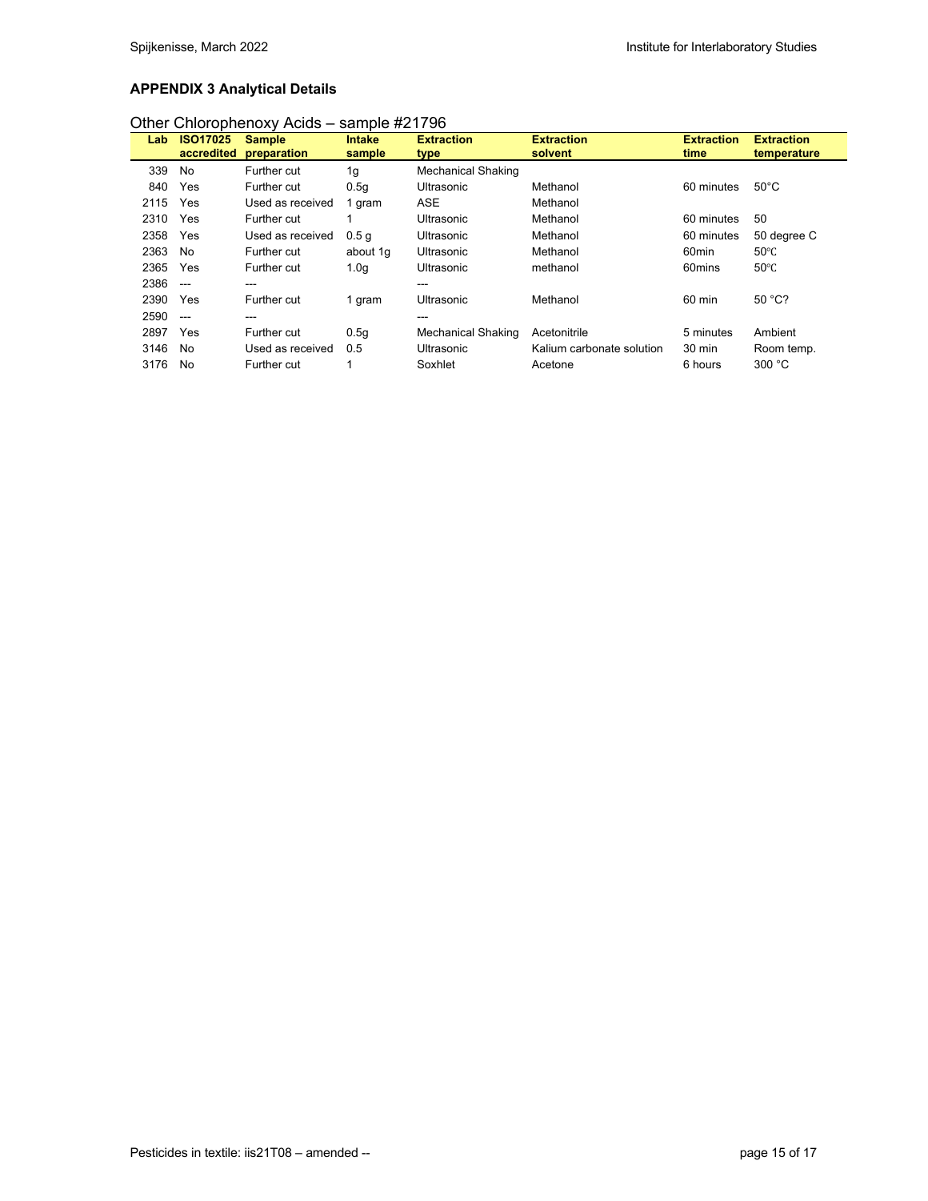## APPENDIX 3 Analytical Details

Other Chlorophenoxy Acids – sample #21796

| Lab | ISO17025 accredited | Sample preparation | Intake sample | Extraction type | Extraction solvent | Extraction time | Extraction temperature |
|---|---|---|---|---|---|---|---|
| 339 | No | Further cut | 1g | Mechanical Shaking | | | |
| 840 | Yes | Further cut | 0.5g | Ultrasonic | Methanol | 60 minutes | 50°C |
| 2115 | Yes | Used as received | 1 gram | ASE | Methanol | | |
| 2310 | Yes | Further cut | 1 | Ultrasonic | Methanol | 60 minutes | 50 |
| 2358 | Yes | Used as received | 0.5 g | Ultrasonic | Methanol | 60 minutes | 50 degree C |
| 2363 | No | Further cut | about 1g | Ultrasonic | Methanol | 60min | 50℃ |
| 2365 | Yes | Further cut | 1.0g | Ultrasonic | methanol | 60mins | 50℃ |
| 2386 | --- | --- | | --- | | | |
| 2390 | Yes | Further cut | 1 gram | Ultrasonic | Methanol | 60 min | 50 °C? |
| 2590 | --- | --- | | --- | | | |
| 2897 | Yes | Further cut | 0.5g | Mechanical Shaking | Acetonitrile | 5 minutes | Ambient |
| 3146 | No | Used as received | 0.5 | Ultrasonic | Kalium carbonate solution | 30 min | Room temp. |
| 3176 | No | Further cut | 1 | Soxhlet | Acetone | 6 hours | 300 °C |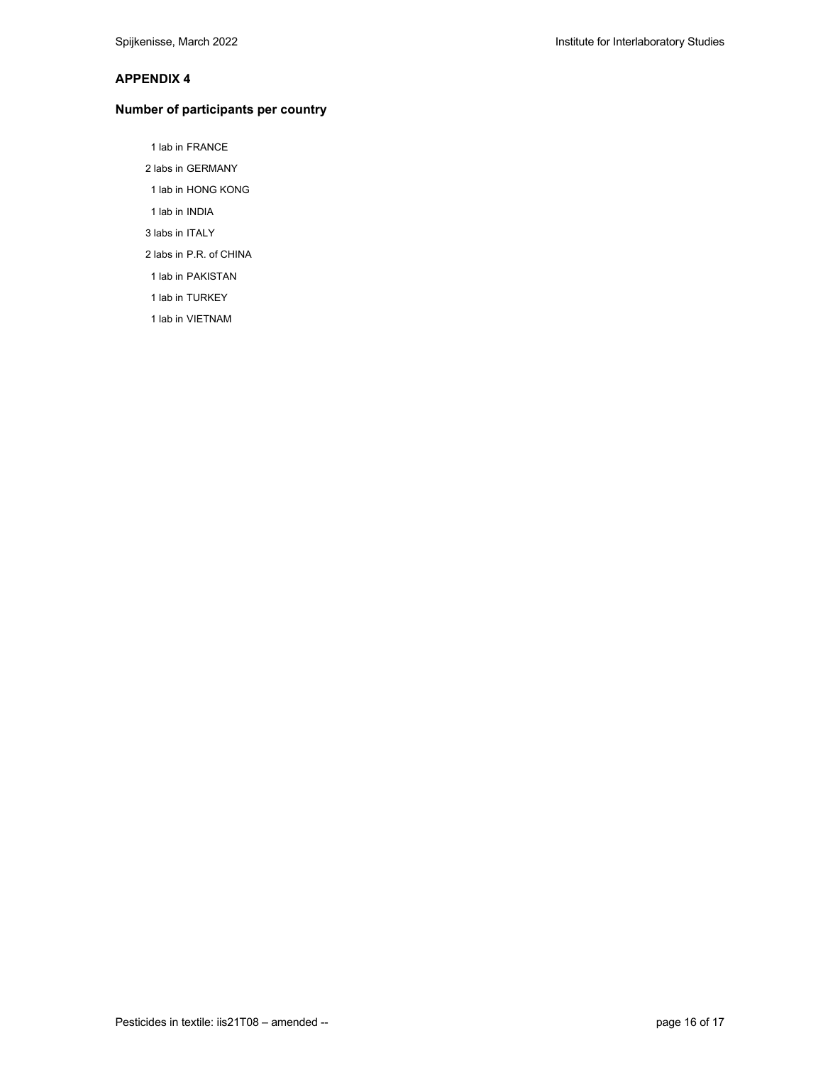## APPENDIX 4

### Number of participants per country

1 lab in FRANCE  
2 labs in GERMANY  
1 lab in HONG KONG  
1 lab in INDIA  
3 labs in ITALY  
2 labs in P.R. of CHINA  
1 lab in PAKISTAN  
1 lab in TURKEY  
1 lab in VIETNAM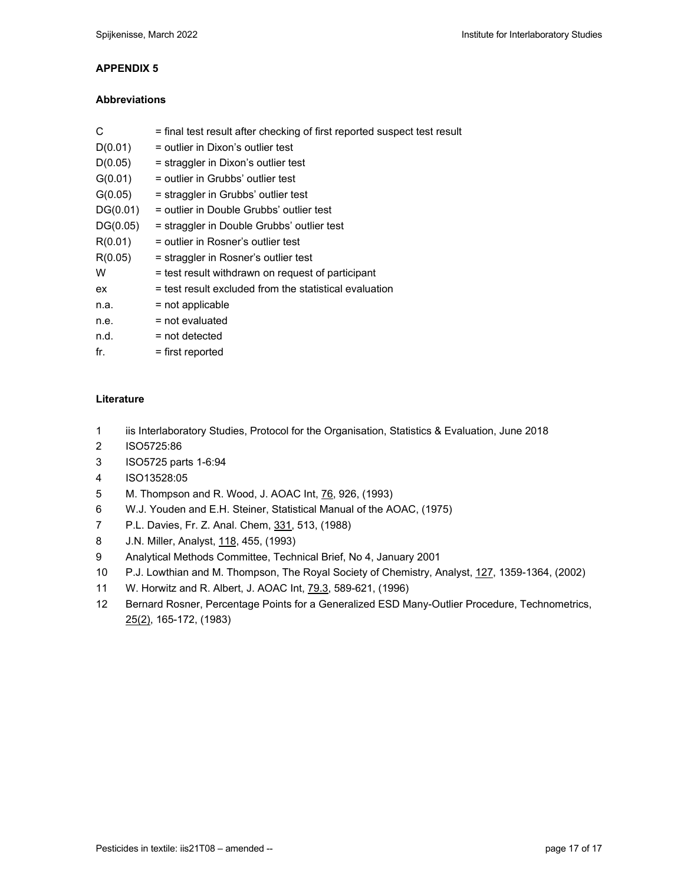## APPENDIX 5

### Abbreviations

| | |
|---|---|
| C | = final test result after checking of first reported suspect test result |
| D(0.01) | = outlier in Dixon's outlier test |
| D(0.05) | = straggler in Dixon's outlier test |
| G(0.01) | = outlier in Grubbs' outlier test |
| G(0.05) | = straggler in Grubbs' outlier test |
| DG(0.01) | = outlier in Double Grubbs' outlier test |
| DG(0.05) | = straggler in Double Grubbs' outlier test |
| R(0.01) | = outlier in Rosner's outlier test |
| R(0.05) | = straggler in Rosner's outlier test |
| W | = test result withdrawn on request of participant |
| ex | = test result excluded from the statistical evaluation |
| n.a. | = not applicable |
| n.e. | = not evaluated |
| n.d. | = not detected |
| fr. | = first reported |

### Literature

1. iis Interlaboratory Studies, Protocol for the Organisation, Statistics & Evaluation, June 2018
2. ISO5725:86
3. ISO5725 parts 1-6:94
4. ISO13528:05
5. M. Thompson and R. Wood, J. AOAC Int, 76, 926, (1993)
6. W.J. Youden and E.H. Steiner, Statistical Manual of the AOAC, (1975)
7. P.L. Davies, Fr. Z. Anal. Chem, 331, 513, (1988)
8. J.N. Miller, Analyst, 118, 455, (1993)
9. Analytical Methods Committee, Technical Brief, No 4, January 2001
10. P.J. Lowthian and M. Thompson, The Royal Society of Chemistry, Analyst, 127, 1359-1364, (2002)
11. W. Horwitz and R. Albert, J. AOAC Int, 79.3, 589-621, (1996)
12. Bernard Rosner, Percentage Points for a Generalized ESD Many-Outlier Procedure, Technometrics, 25(2), 165-172, (1983)